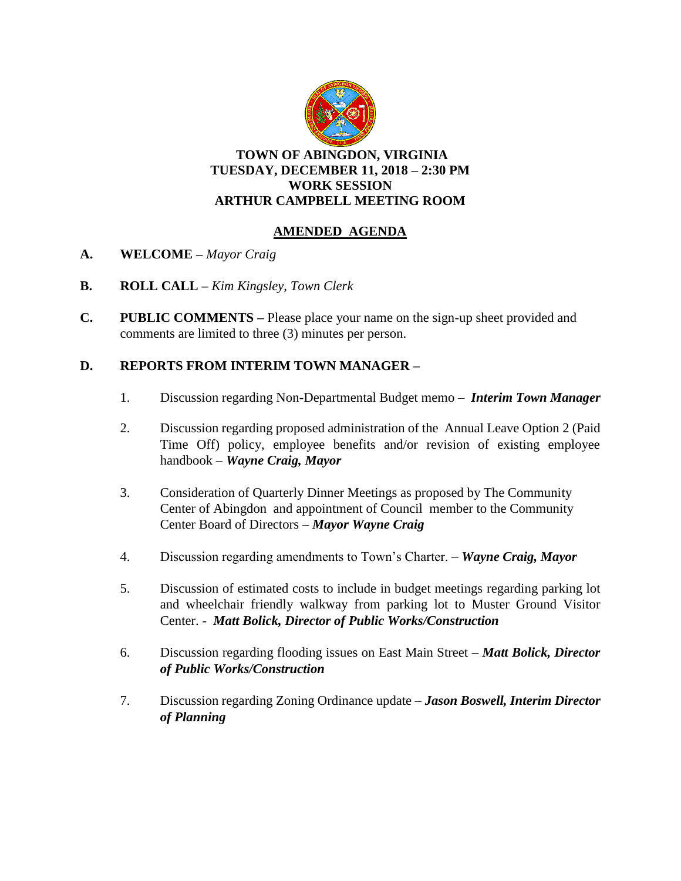# TOWN OF ABINGDON, VIRGINIA
## TUESDAY, DECEMBER 11, 2018 – 2:30 PM
## WORK SESSION
## ARTHUR CAMPBELL MEETING ROOM

## AMENDED AGENDA

**A. WELCOME –** *Mayor Craig*

**B. ROLL CALL –** *Kim Kingsley, Town Clerk*

**C. PUBLIC COMMENTS –** Please place your name on the sign-up sheet provided and comments are limited to three (3) minutes per person.

**D. REPORTS FROM INTERIM TOWN MANAGER –**

1. Discussion regarding Non-Departmental Budget memo – ***Interim Town Manager***

2. Discussion regarding proposed administration of the Annual Leave Option 2 (Paid Time Off) policy, employee benefits and/or revision of existing employee handbook – ***Wayne Craig, Mayor***

3. Consideration of Quarterly Dinner Meetings as proposed by The Community Center of Abingdon and appointment of Council member to the Community Center Board of Directors – ***Mayor Wayne Craig***

4. Discussion regarding amendments to Town's Charter. – ***Wayne Craig, Mayor***

5. Discussion of estimated costs to include in budget meetings regarding parking lot and wheelchair friendly walkway from parking lot to Muster Ground Visitor Center. - ***Matt Bolick, Director of Public Works/Construction***

6. Discussion regarding flooding issues on East Main Street – ***Matt Bolick, Director of Public Works/Construction***

7. Discussion regarding Zoning Ordinance update – ***Jason Boswell, Interim Director of Planning***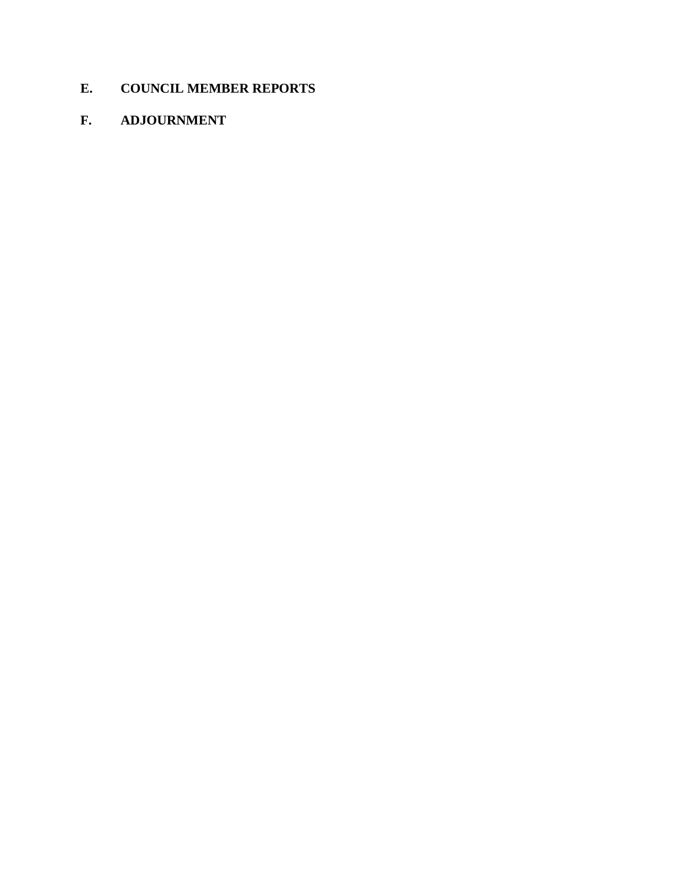**E. COUNCIL MEMBER REPORTS**

**F. ADJOURNMENT**